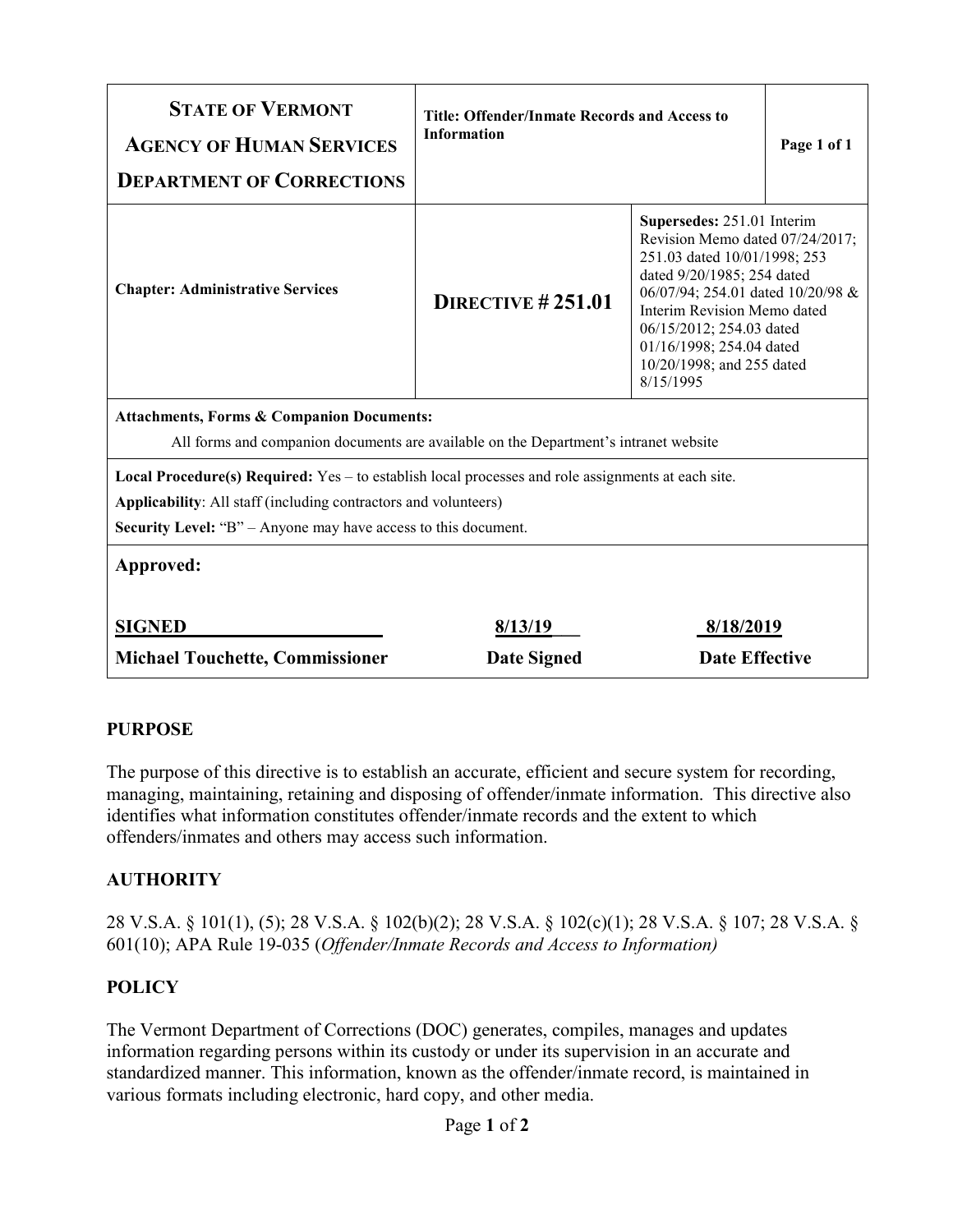| **STATE OF VERMONT**<br>**AGENCY OF HUMAN SERVICES**<br>**DEPARTMENT OF CORRECTIONS** | **Title: Offender/Inmate Records and Access to Information** | | **Page 1 of 1** |
|---|---|---|---|
| **Chapter: Administrative Services** | **DIRECTIVE # 251.01** | **Supersedes:** 251.01 Interim Revision Memo dated 07/24/2017; 251.03 dated 10/01/1998; 253 dated 9/20/1985; 254 dated 06/07/94; 254.01 dated 10/20/98 & Interim Revision Memo dated 06/15/2012; 254.03 dated 01/16/1998; 254.04 dated 10/20/1998; and 255 dated 8/15/1995 | |
| **Attachments, Forms & Companion Documents:**<br>All forms and companion documents are available on the Department's intranet website | | | |
| **Local Procedure(s) Required:** Yes – to establish local processes and role assignments at each site.<br>**Applicability**: All staff (including contractors and volunteers)<br>**Security Level:** "B" – Anyone may have access to this document. | | | |
| **Approved:** | | | |
| **SIGNED**<br>**Michael Touchette, Commissioner** | **8/13/19**<br>**Date Signed** | **8/18/2019**<br>**Date Effective** | |

## PURPOSE

The purpose of this directive is to establish an accurate, efficient and secure system for recording, managing, maintaining, retaining and disposing of offender/inmate information. This directive also identifies what information constitutes offender/inmate records and the extent to which offenders/inmates and others may access such information.

## AUTHORITY

28 V.S.A. § 101(1), (5); 28 V.S.A. § 102(b)(2); 28 V.S.A. § 102(c)(1); 28 V.S.A. § 107; 28 V.S.A. § 601(10); APA Rule 19-035 (*Offender/Inmate Records and Access to Information)*

## POLICY

The Vermont Department of Corrections (DOC) generates, compiles, manages and updates information regarding persons within its custody or under its supervision in an accurate and standardized manner. This information, known as the offender/inmate record, is maintained in various formats including electronic, hard copy, and other media.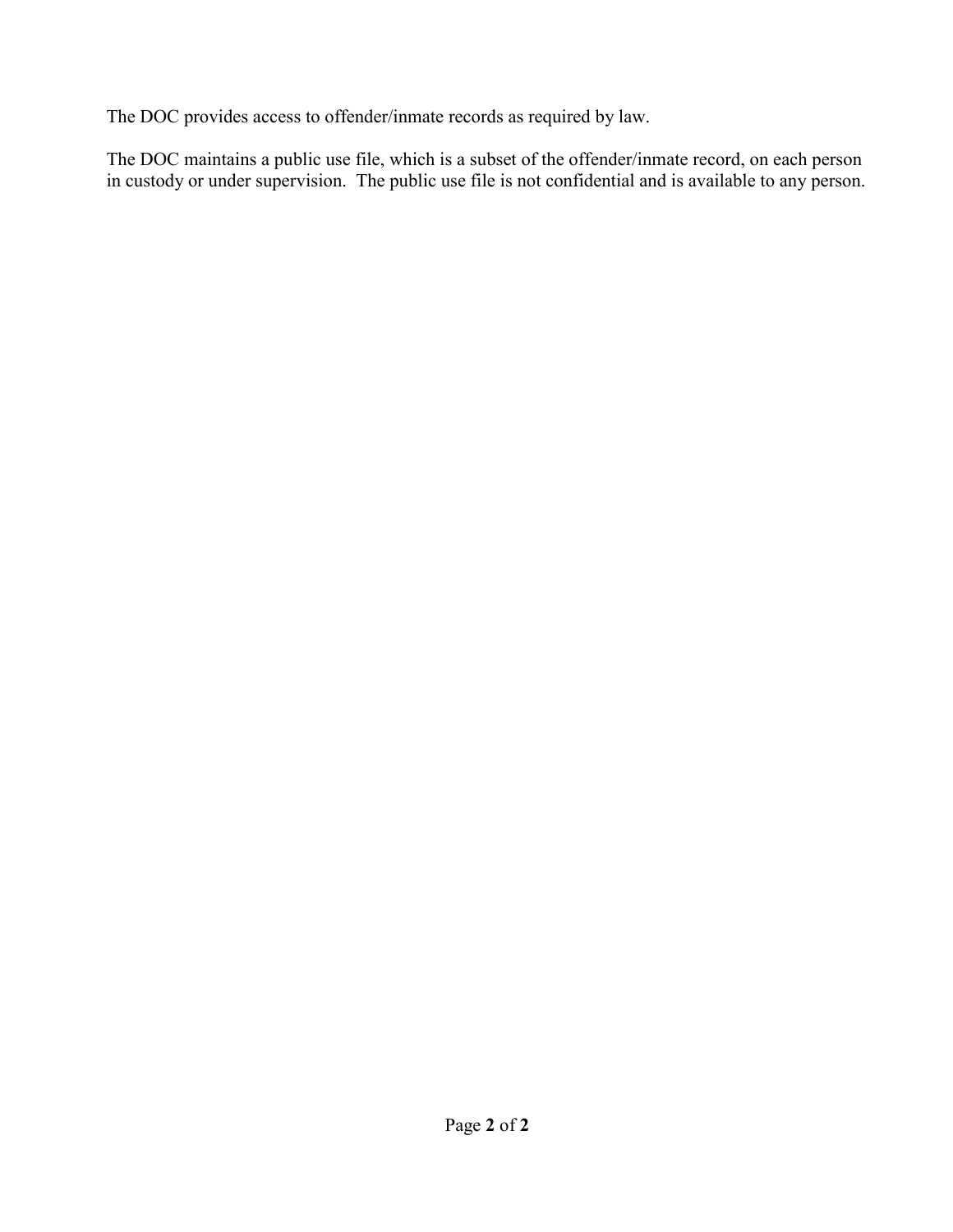The DOC provides access to offender/inmate records as required by law.

The DOC maintains a public use file, which is a subset of the offender/inmate record, on each person in custody or under supervision. The public use file is not confidential and is available to any person.